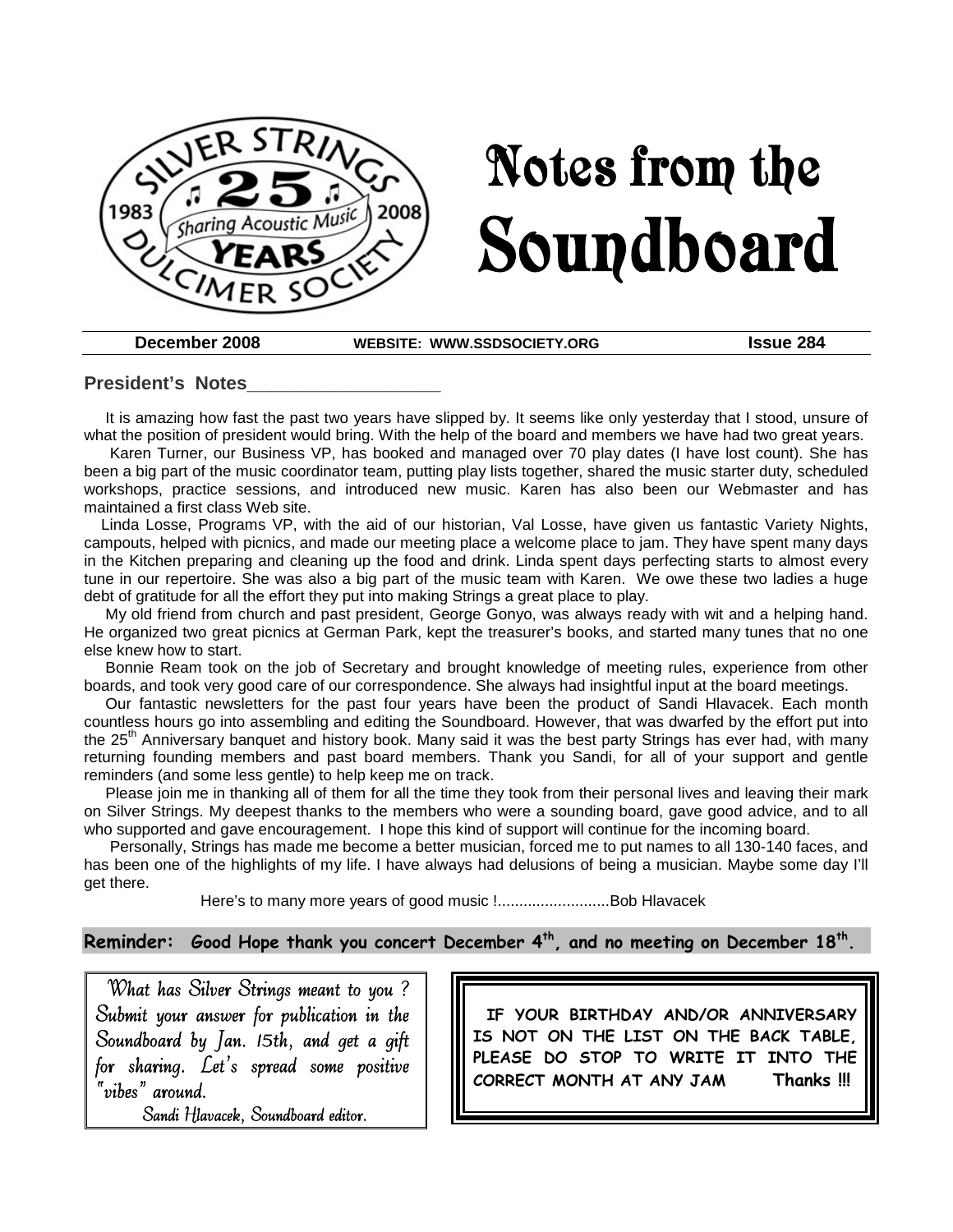# Notes from the Soundboard

**December 2008** | **WEBSITE: WWW.SSDSOCIETY.ORG** | **Issue 284**

## President's Notes

It is amazing how fast the past two years have slipped by. It seems like only yesterday that I stood, unsure of what the position of president would bring. With the help of the board and members we have had two great years.

Karen Turner, our Business VP, has booked and managed over 70 play dates (I have lost count). She has been a big part of the music coordinator team, putting play lists together, shared the music starter duty, scheduled workshops, practice sessions, and introduced new music. Karen has also been our Webmaster and has maintained a first class Web site.

Linda Losse, Programs VP, with the aid of our historian, Val Losse, have given us fantastic Variety Nights, campouts, helped with picnics, and made our meeting place a welcome place to jam. They have spent many days in the Kitchen preparing and cleaning up the food and drink. Linda spent days perfecting starts to almost every tune in our repertoire. She was also a big part of the music team with Karen. We owe these two ladies a huge debt of gratitude for all the effort they put into making Strings a great place to play.

My old friend from church and past president, George Gonyo, was always ready with wit and a helping hand. He organized two great picnics at German Park, kept the treasurer's books, and started many tunes that no one else knew how to start.

Bonnie Ream took on the job of Secretary and brought knowledge of meeting rules, experience from other boards, and took very good care of our correspondence. She always had insightful input at the board meetings.

Our fantastic newsletters for the past four years have been the product of Sandi Hlavacek. Each month countless hours go into assembling and editing the Soundboard. However, that was dwarfed by the effort put into the 25th Anniversary banquet and history book. Many said it was the best party Strings has ever had, with many returning founding members and past board members. Thank you Sandi, for all of your support and gentle reminders (and some less gentle) to help keep me on track.

Please join me in thanking all of them for all the time they took from their personal lives and leaving their mark on Silver Strings. My deepest thanks to the members who were a sounding board, gave good advice, and to all who supported and gave encouragement. I hope this kind of support will continue for the incoming board.

Personally, Strings has made me become a better musician, forced me to put names to all 130-140 faces, and has been one of the highlights of my life. I have always had delusions of being a musician. Maybe some day I'll get there.

Here's to many more years of good music !..........................Bob Hlavacek

**Reminder: Good Hope thank you concert December 4th, and no meeting on December 18th.**

*What has Silver Strings meant to you ? Submit your answer for publication in the Soundboard by Jan. 15th, and get a gift for sharing. Let's spread some positive "vibes" around.*

*Sandi Hlavacek, Soundboard editor.*

**IF YOUR BIRTHDAY AND/OR ANNIVERSARY IS NOT ON THE LIST ON THE BACK TABLE, PLEASE DO STOP TO WRITE IT INTO THE CORRECT MONTH AT ANY JAM Thanks !!!**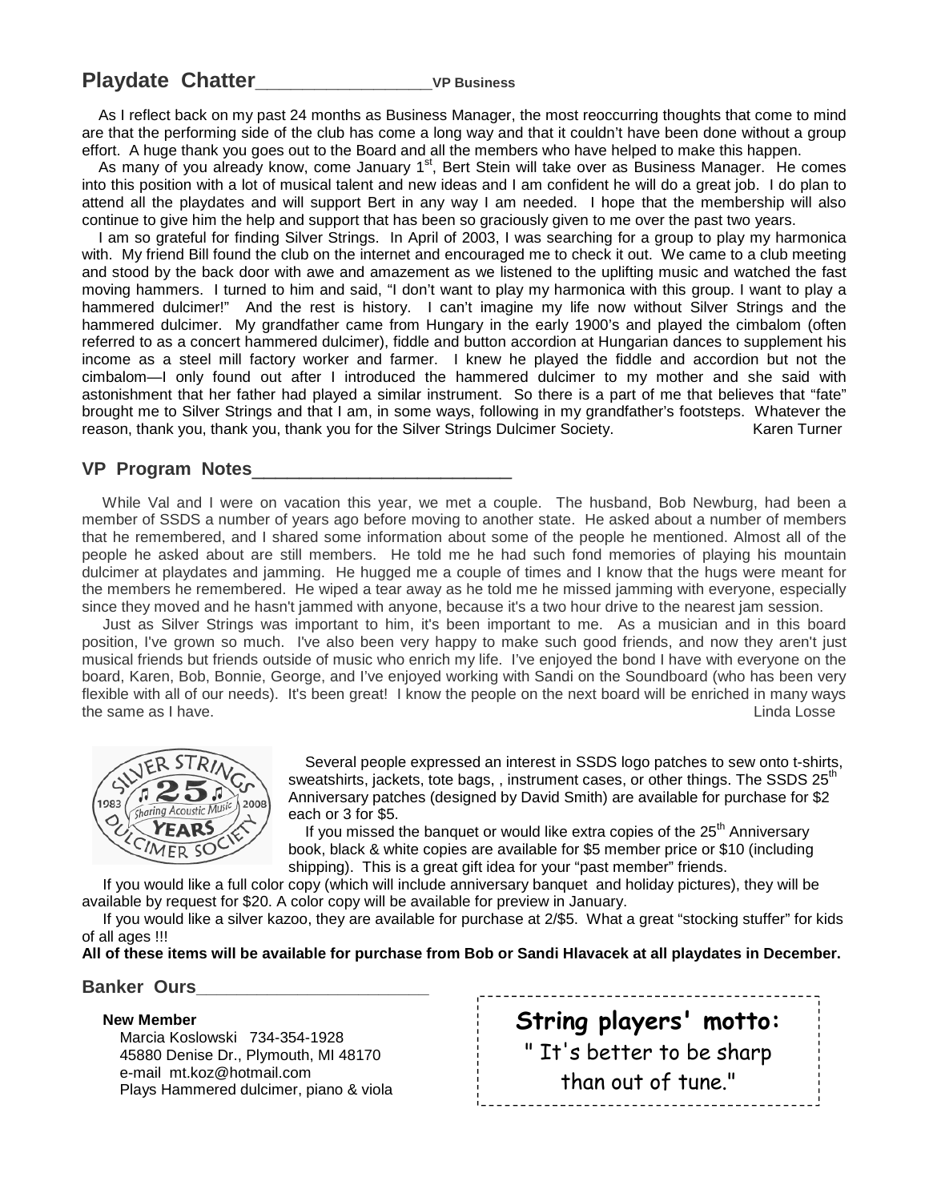## Playdate Chatter ___________________ VP Business

As I reflect back on my past 24 months as Business Manager, the most reoccurring thoughts that come to mind are that the performing side of the club has come a long way and that it couldn't have been done without a group effort. A huge thank you goes out to the Board and all the members who have helped to make this happen.

As many of you already know, come January 1st, Bert Stein will take over as Business Manager. He comes into this position with a lot of musical talent and new ideas and I am confident he will do a great job. I do plan to attend all the playdates and will support Bert in any way I am needed. I hope that the membership will also continue to give him the help and support that has been so graciously given to me over the past two years.

I am so grateful for finding Silver Strings. In April of 2003, I was searching for a group to play my harmonica with. My friend Bill found the club on the internet and encouraged me to check it out. We came to a club meeting and stood by the back door with awe and amazement as we listened to the uplifting music and watched the fast moving hammers. I turned to him and said, "I don't want to play my harmonica with this group. I want to play a hammered dulcimer!" And the rest is history. I can't imagine my life now without Silver Strings and the hammered dulcimer. My grandfather came from Hungary in the early 1900's and played the cimbalom (often referred to as a concert hammered dulcimer), fiddle and button accordion at Hungarian dances to supplement his income as a steel mill factory worker and farmer. I knew he played the fiddle and accordion but not the cimbalom—I only found out after I introduced the hammered dulcimer to my mother and she said with astonishment that her father had played a similar instrument. So there is a part of me that believes that "fate" brought me to Silver Strings and that I am, in some ways, following in my grandfather's footsteps. Whatever the reason, thank you, thank you, thank you for the Silver Strings Dulcimer Society. Karen Turner

## VP Program Notes___________________________

While Val and I were on vacation this year, we met a couple. The husband, Bob Newburg, had been a member of SSDS a number of years ago before moving to another state. He asked about a number of members that he remembered, and I shared some information about some of the people he mentioned. Almost all of the people he asked about are still members. He told me he had such fond memories of playing his mountain dulcimer at playdates and jamming. He hugged me a couple of times and I know that the hugs were meant for the members he remembered. He wiped a tear away as he told me he missed jamming with everyone, especially since they moved and he hasn't jammed with anyone, because it's a two hour drive to the nearest jam session.

Just as Silver Strings was important to him, it's been important to me. As a musician and in this board position, I've grown so much. I've also been very happy to make such good friends, and now they aren't just musical friends but friends outside of music who enrich my life. I've enjoyed the bond I have with everyone on the board, Karen, Bob, Bonnie, George, and I've enjoyed working with Sandi on the Soundboard (who has been very flexible with all of our needs). It's been great! I know the people on the next board will be enriched in many ways the same as I have. Linda Losse

Several people expressed an interest in SSDS logo patches to sew onto t-shirts, sweatshirts, jackets, tote bags, , instrument cases, or other things. The SSDS 25th Anniversary patches (designed by David Smith) are available for purchase for $2 each or 3 for $5.

If you missed the banquet or would like extra copies of the 25th Anniversary book, black & white copies are available for $5 member price or $10 (including shipping). This is a great gift idea for your "past member" friends.

If you would like a full color copy (which will include anniversary banquet and holiday pictures), they will be available by request for $20. A color copy will be available for preview in January.

If you would like a silver kazoo, they are available for purchase at 2/$5. What a great "stocking stuffer" for kids of all ages !!!

**All of these items will be available for purchase from Bob or Sandi Hlavacek at all playdates in December.**

## Banker Ours________________________

**New Member**
Marcia Koslowski 734-354-1928
45880 Denise Dr., Plymouth, MI 48170
e-mail mt.koz@hotmail.com
Plays Hammered dulcimer, piano & viola

**String players' motto:**
" It's better to be sharp than out of tune."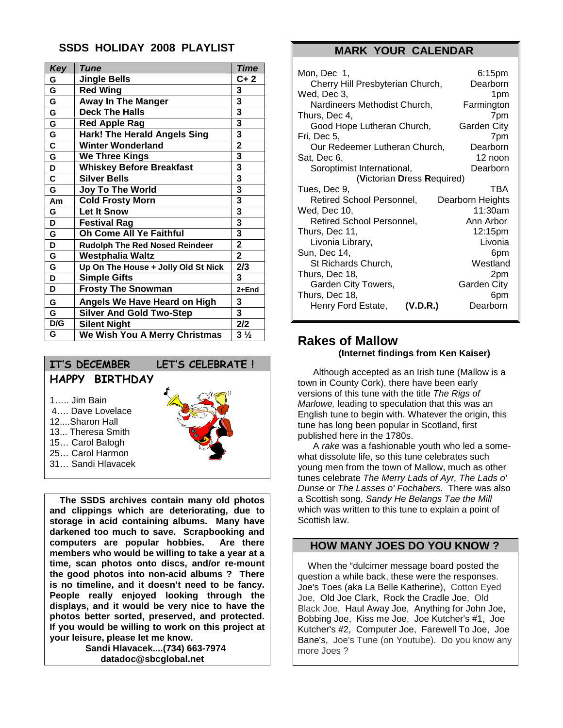## SSDS HOLIDAY 2008 PLAYLIST

| Key | Tune | Time |
|---|---|---|
| G | Jingle Bells | C+ 2 |
| G | Red Wing | 3 |
| G | Away In The Manger | 3 |
| G | Deck The Halls | 3 |
| G | Red Apple Rag | 3 |
| G | Hark! The Herald Angels Sing | 3 |
| C | Winter Wonderland | 2 |
| G | We Three Kings | 3 |
| D | Whiskey Before Breakfast | 3 |
| C | Silver Bells | 3 |
| G | Joy To The World | 3 |
| Am | Cold Frosty Morn | 3 |
| G | Let It Snow | 3 |
| D | Festival Rag | 3 |
| G | Oh Come All Ye Faithful | 3 |
| D | Rudolph The Red Nosed Reindeer | 2 |
| G | Westphalia Waltz | 2 |
| G | Up On The House + Jolly Old St Nick | 2/3 |
| D | Simple Gifts | 3 |
| D | Frosty The Snowman | 2+End |
| G | Angels We Have Heard on High | 3 |
| G | Silver And Gold Two-Step | 3 |
| D/G | Silent Night | 2/2 |
| G | We Wish You A Merry Christmas | 3 ½ |

## IT'S DECEMBER LET'S CELEBRATE !

### HAPPY BIRTHDAY

1….. Jim Bain
4…. Dave Lovelace
12....Sharon Hall
13... Theresa Smith
15… Carol Balogh
25… Carol Harmon
31… Sandi Hlavacek

**The SSDS archives contain many old photos and clippings which are deteriorating, due to storage in acid containing albums. Many have darkened too much to save. Scrapbooking and computers are popular hobbies. Are there members who would be willing to take a year at a time, scan photos onto discs, and/or re-mount the good photos into non-acid albums ? There is no timeline, and it doesn't need to be fancy. People really enjoyed looking through the displays, and it would be very nice to have the photos better sorted, preserved, and protected. If you would be willing to work on this project at your leisure, please let me know.**

**Sandi Hlavacek....(734) 663-7974**
**datadoc@sbcglobal.net**

## MARK YOUR CALENDAR

Mon, Dec 1, 6:15pm
Cherry Hill Presbyterian Church, Dearborn

Wed, Dec 3, 1pm
Nardineers Methodist Church, Farmington

Thurs, Dec 4, 7pm
Good Hope Lutheran Church, Garden City

Fri, Dec 5, 7pm
Our Redeemer Lutheran Church, Dearborn

Sat, Dec 6, 12 noon
Soroptimist International, Dearborn
(**V**ictorian **D**ress **R**equired)

Tues, Dec 9, TBA
Retired School Personnel, Dearborn Heights

Wed, Dec 10, 11:30am
Retired School Personnel, Ann Arbor

Thurs, Dec 11, 12:15pm
Livonia Library, Livonia

Sun, Dec 14, 6pm
St Richards Church, Westland

Thurs, Dec 18, 2pm
Garden City Towers, Garden City

Thurs, Dec 18, 6pm
Henry Ford Estate, **(V.D.R.)** Dearborn

## Rakes of Mallow

**(Internet findings from Ken Kaiser)**

Although accepted as an Irish tune (Mallow is a town in County Cork), there have been early versions of this tune with the title *The Rigs of Marlowe,* leading to speculation that this was an English tune to begin with. Whatever the origin, this tune has long been popular in Scotland, first published here in the 1780s.

A *rake* was a fashionable youth who led a somewhat dissolute life, so this tune celebrates such young men from the town of Mallow, much as other tunes celebrate *The Merry Lads of Ayr, The Lads o' Dunse* or *The Lasses o' Fochabers*. There was also a Scottish song, *Sandy He Belangs Tae the Mill* which was written to this tune to explain a point of Scottish law.

## HOW MANY JOES DO YOU KNOW ?

When the "dulcimer message board posted the question a while back, these were the responses. Joe's Toes (aka La Belle Katherine), Cotton Eyed Joe, Old Joe Clark, Rock the Cradle Joe, Old Black Joe, Haul Away Joe, Anything for John Joe, Bobbing Joe, Kiss me Joe, Joe Kutcher's #1, Joe Kutcher's #2, Computer Joe, Farewell To Joe, Joe Bane's, Joe's Tune (on Youtube). Do you know any more Joes ?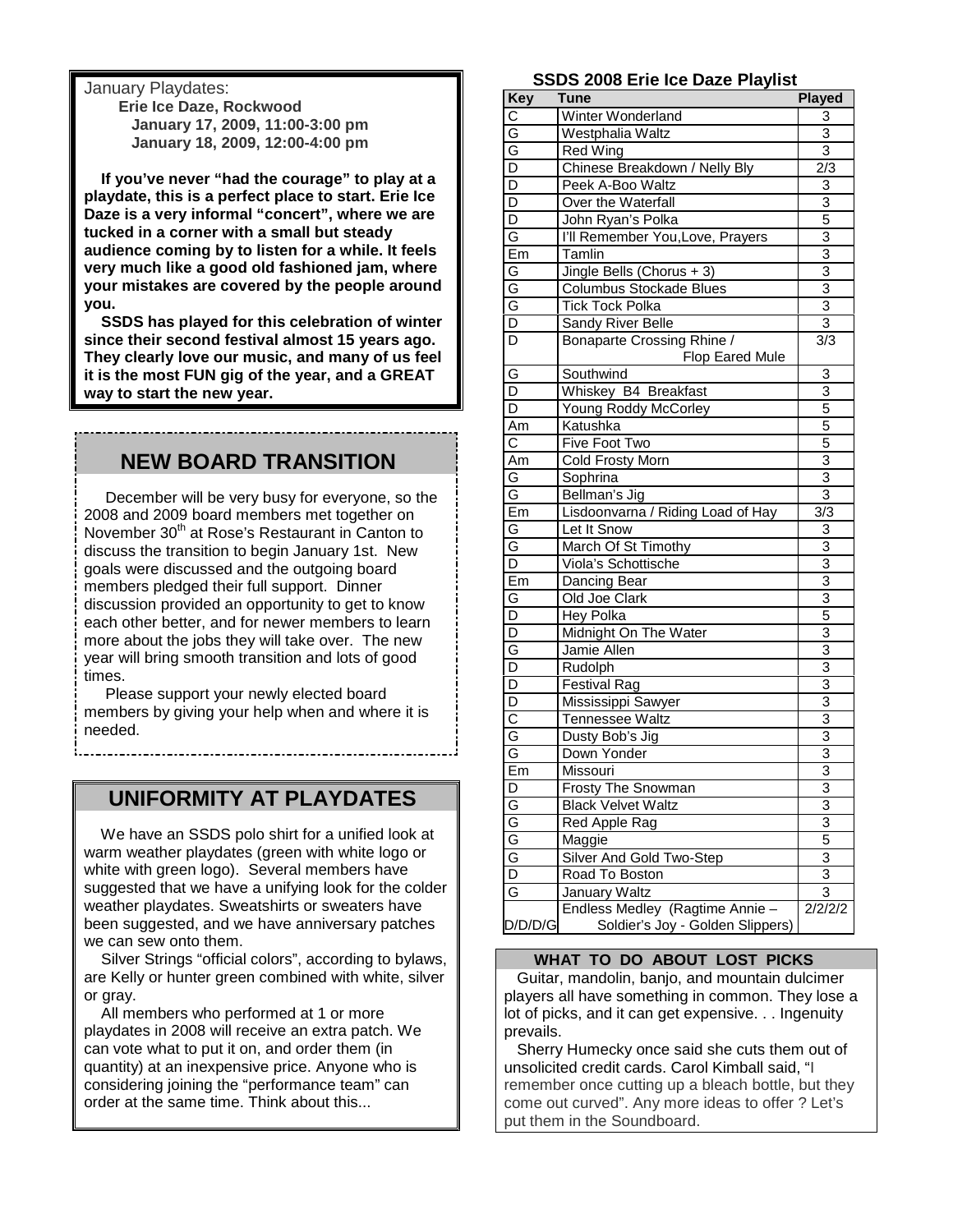January Playdates:

**Erie Ice Daze, Rockwood**

**January 17, 2009, 11:00-3:00 pm**

**January 18, 2009, 12:00-4:00 pm**

**If you've never "had the courage" to play at a playdate, this is a perfect place to start. Erie Ice Daze is a very informal "concert", where we are tucked in a corner with a small but steady audience coming by to listen for a while. It feels very much like a good old fashioned jam, where your mistakes are covered by the people around you.**

**SSDS has played for this celebration of winter since their second festival almost 15 years ago. They clearly love our music, and many of us feel it is the most FUN gig of the year, and a GREAT way to start the new year.**

## NEW BOARD TRANSITION

December will be very busy for everyone, so the 2008 and 2009 board members met together on November 30th at Rose's Restaurant in Canton to discuss the transition to begin January 1st. New goals were discussed and the outgoing board members pledged their full support. Dinner discussion provided an opportunity to get to know each other better, and for newer members to learn more about the jobs they will take over. The new year will bring smooth transition and lots of good times.

Please support your newly elected board members by giving your help when and where it is needed.

## UNIFORMITY AT PLAYDATES

We have an SSDS polo shirt for a unified look at warm weather playdates (green with white logo or white with green logo). Several members have suggested that we have a unifying look for the colder weather playdates. Sweatshirts or sweaters have been suggested, and we have anniversary patches we can sew onto them.

Silver Strings "official colors", according to bylaws, are Kelly or hunter green combined with white, silver or gray.

All members who performed at 1 or more playdates in 2008 will receive an extra patch. We can vote what to put it on, and order them (in quantity) at an inexpensive price. Anyone who is considering joining the "performance team" can order at the same time. Think about this...

### SSDS 2008 Erie Ice Daze Playlist

| Key | Tune | Played |
|---|---|---|
| C | Winter Wonderland | 3 |
| G | Westphalia Waltz | 3 |
| G | Red Wing | 3 |
| D | Chinese Breakdown / Nelly Bly | 2/3 |
| D | Peek A-Boo Waltz | 3 |
| D | Over the Waterfall | 3 |
| D | John Ryan's Polka | 5 |
| G | I'll Remember You,Love, Prayers | 3 |
| Em | Tamlin | 3 |
| G | Jingle Bells (Chorus + 3) | 3 |
| G | Columbus Stockade Blues | 3 |
| G | Tick Tock Polka | 3 |
| D | Sandy River Belle | 3 |
| D | Bonaparte Crossing Rhine / Flop Eared Mule | 3/3 |
| G | Southwind | 3 |
| D | Whiskey B4 Breakfast | 3 |
| D | Young Roddy McCorley | 5 |
| Am | Katushka | 5 |
| C | Five Foot Two | 5 |
| Am | Cold Frosty Morn | 3 |
| G | Sophrina | 3 |
| G | Bellman's Jig | 3 |
| Em | Lisdoonvarna / Riding Load of Hay | 3/3 |
| G | Let It Snow | 3 |
| G | March Of St Timothy | 3 |
| D | Viola's Schottische | 3 |
| Em | Dancing Bear | 3 |
| G | Old Joe Clark | 3 |
| D | Hey Polka | 5 |
| D | Midnight On The Water | 3 |
| G | Jamie Allen | 3 |
| D | Rudolph | 3 |
| D | Festival Rag | 3 |
| D | Mississippi Sawyer | 3 |
| C | Tennessee Waltz | 3 |
| G | Dusty Bob's Jig | 3 |
| G | Down Yonder | 3 |
| Em | Missouri | 3 |
| D | Frosty The Snowman | 3 |
| G | Black Velvet Waltz | 3 |
| G | Red Apple Rag | 3 |
| G | Maggie | 5 |
| G | Silver And Gold Two-Step | 3 |
| D | Road To Boston | 3 |
| G | January Waltz | 3 |
| D/D/D/G | Endless Medley (Ragtime Annie – Soldier's Joy - Golden Slippers) | 2/2/2/2 |

### WHAT TO DO ABOUT LOST PICKS

Guitar, mandolin, banjo, and mountain dulcimer players all have something in common. They lose a lot of picks, and it can get expensive. . . Ingenuity prevails.

Sherry Humecky once said she cuts them out of unsolicited credit cards. Carol Kimball said, "I remember once cutting up a bleach bottle, but they come out curved". Any more ideas to offer ? Let's put them in the Soundboard.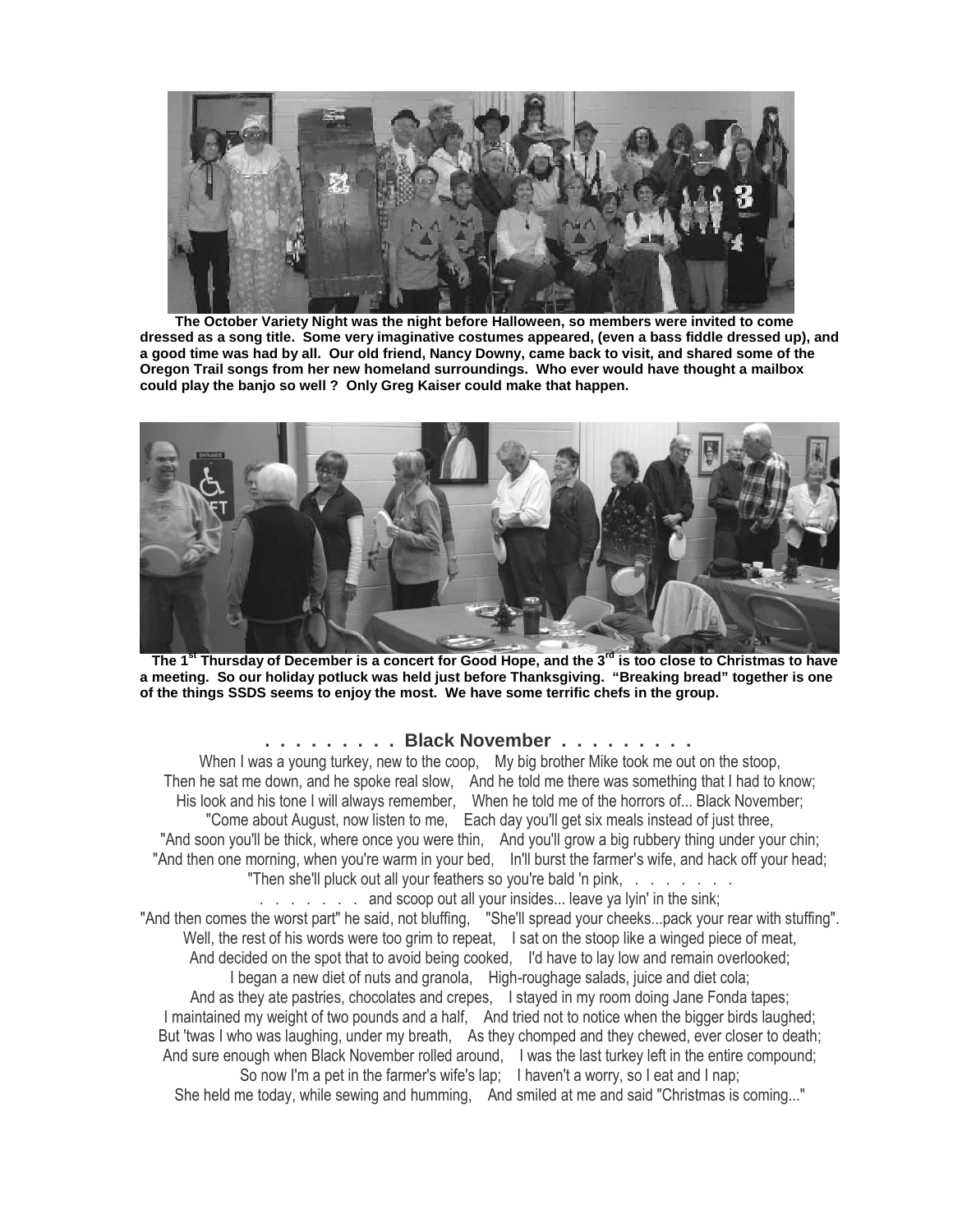**The October Variety Night was the night before Halloween, so members were invited to come dressed as a song title. Some very imaginative costumes appeared, (even a bass fiddle dressed up), and a good time was had by all. Our old friend, Nancy Downy, came back to visit, and shared some of the Oregon Trail songs from her new homeland surroundings. Who ever would have thought a mailbox could play the banjo so well ? Only Greg Kaiser could make that happen.**

**The 1st Thursday of December is a concert for Good Hope, and the 3rd is too close to Christmas to have a meeting. So our holiday potluck was held just before Thanksgiving. "Breaking bread" together is one of the things SSDS seems to enjoy the most. We have some terrific chefs in the group.**

## . . . . . . . . . Black November . . . . . . . . .

When I was a young turkey, new to the coop, My big brother Mike took me out on the stoop,
Then he sat me down, and he spoke real slow, And he told me there was something that I had to know;
His look and his tone I will always remember, When he told me of the horrors of... Black November;
"Come about August, now listen to me, Each day you'll get six meals instead of just three,
"And soon you'll be thick, where once you were thin, And you'll grow a big rubbery thing under your chin;
"And then one morning, when you're warm in your bed, In'll burst the farmer's wife, and hack off your head;
"Then she'll pluck out all your feathers so you're bald 'n pink, . . . . . . . .
. . . . . . . . and scoop out all your insides... leave ya lyin' in the sink;
"And then comes the worst part" he said, not bluffing, "She'll spread your cheeks...pack your rear with stuffing".
Well, the rest of his words were too grim to repeat, I sat on the stoop like a winged piece of meat,
And decided on the spot that to avoid being cooked, I'd have to lay low and remain overlooked;
I began a new diet of nuts and granola, High-roughage salads, juice and diet cola;
And as they ate pastries, chocolates and crepes, I stayed in my room doing Jane Fonda tapes;
I maintained my weight of two pounds and a half, And tried not to notice when the bigger birds laughed;
But 'twas I who was laughing, under my breath, As they chomped and they chewed, ever closer to death;
And sure enough when Black November rolled around, I was the last turkey left in the entire compound;
So now I'm a pet in the farmer's wife's lap; I haven't a worry, so I eat and I nap;
She held me today, while sewing and humming, And smiled at me and said "Christmas is coming..."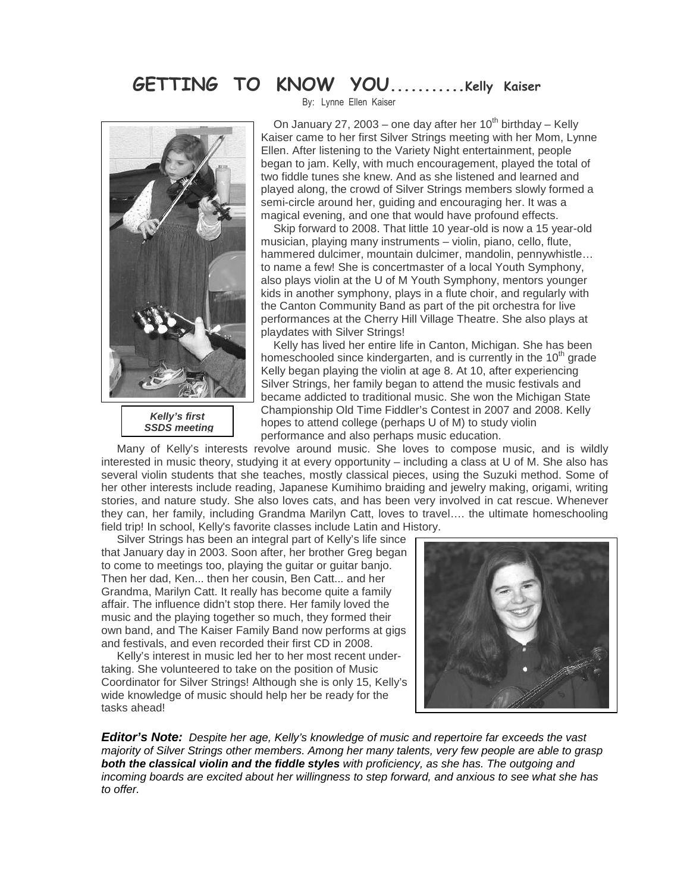# GETTING TO KNOW YOU...........Kelly Kaiser

By: Lynne Ellen Kaiser

Kelly's first SSDS meeting

On January 27, 2003 – one day after her 10th birthday – Kelly Kaiser came to her first Silver Strings meeting with her Mom, Lynne Ellen. After listening to the Variety Night entertainment, people began to jam. Kelly, with much encouragement, played the total of two fiddle tunes she knew. And as she listened and learned and played along, the crowd of Silver Strings members slowly formed a semi-circle around her, guiding and encouraging her. It was a magical evening, and one that would have profound effects.

Skip forward to 2008. That little 10 year-old is now a 15 year-old musician, playing many instruments – violin, piano, cello, flute, hammered dulcimer, mountain dulcimer, mandolin, pennywhistle… to name a few! She is concertmaster of a local Youth Symphony, also plays violin at the U of M Youth Symphony, mentors younger kids in another symphony, plays in a flute choir, and regularly with the Canton Community Band as part of the pit orchestra for live performances at the Cherry Hill Village Theatre. She also plays at playdates with Silver Strings!

Kelly has lived her entire life in Canton, Michigan. She has been homeschooled since kindergarten, and is currently in the 10th grade Kelly began playing the violin at age 8. At 10, after experiencing Silver Strings, her family began to attend the music festivals and became addicted to traditional music. She won the Michigan State Championship Old Time Fiddler's Contest in 2007 and 2008. Kelly hopes to attend college (perhaps U of M) to study violin performance and also perhaps music education.

Many of Kelly's interests revolve around music. She loves to compose music, and is wildly interested in music theory, studying it at every opportunity – including a class at U of M. She also has several violin students that she teaches, mostly classical pieces, using the Suzuki method. Some of her other interests include reading, Japanese Kumihimo braiding and jewelry making, origami, writing stories, and nature study. She also loves cats, and has been very involved in cat rescue. Whenever they can, her family, including Grandma Marilyn Catt, loves to travel…. the ultimate homeschooling field trip! In school, Kelly's favorite classes include Latin and History.

Silver Strings has been an integral part of Kelly's life since that January day in 2003. Soon after, her brother Greg began to come to meetings too, playing the guitar or guitar banjo. Then her dad, Ken... then her cousin, Ben Catt... and her Grandma, Marilyn Catt. It really has become quite a family affair. The influence didn't stop there. Her family loved the music and the playing together so much, they formed their own band, and The Kaiser Family Band now performs at gigs and festivals, and even recorded their first CD in 2008.

Kelly's interest in music led her to her most recent undertaking. She volunteered to take on the position of Music Coordinator for Silver Strings! Although she is only 15, Kelly's wide knowledge of music should help her be ready for the tasks ahead!

***Editor's Note:*** *Despite her age, Kelly's knowledge of music and repertoire far exceeds the vast majority of Silver Strings other members. Among her many talents, very few people are able to grasp* ***both the classical violin and the fiddle styles*** *with proficiency, as she has. The outgoing and incoming boards are excited about her willingness to step forward, and anxious to see what she has to offer.*